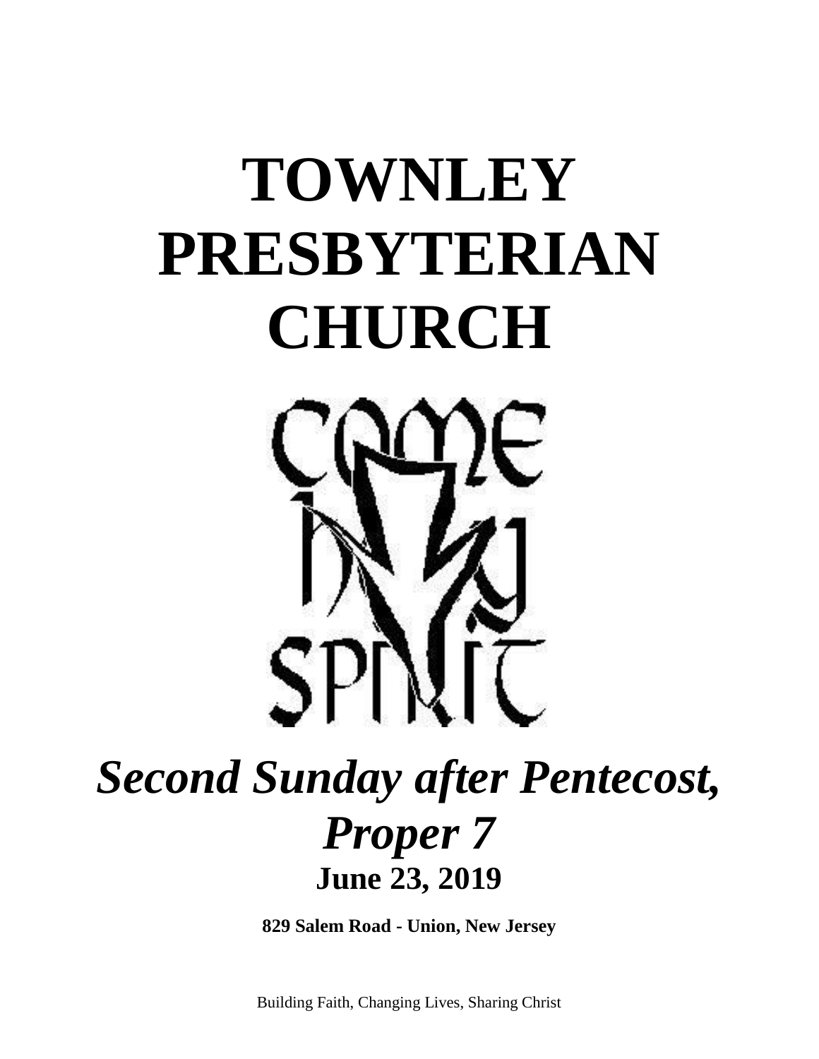# TOWNLEY PRESBYTERIAN CHURCH

## *Second Sunday after Pentecost, Proper 7*

**June 23, 2019**

**829 Salem Road - Union, New Jersey**

Building Faith, Changing Lives, Sharing Christ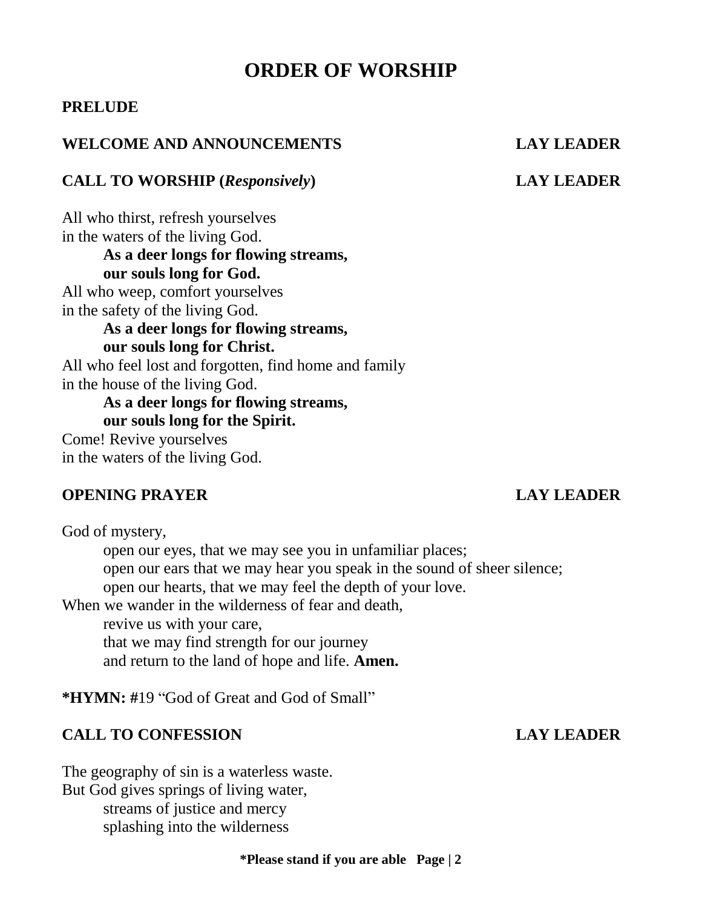# ORDER OF WORSHIP

**PRELUDE**

**WELCOME AND ANNOUNCEMENTS** **LAY LEADER**

**CALL TO WORSHIP (*Responsively*)** **LAY LEADER**

All who thirst, refresh yourselves
in the waters of the living God.
**As a deer longs for flowing streams,**
**our souls long for God.**
All who weep, comfort yourselves
in the safety of the living God.
**As a deer longs for flowing streams,**
**our souls long for Christ.**
All who feel lost and forgotten, find home and family
in the house of the living God.
**As a deer longs for flowing streams,**
**our souls long for the Spirit.**
Come! Revive yourselves
in the waters of the living God.

**OPENING PRAYER** **LAY LEADER**

God of mystery,
open our eyes, that we may see you in unfamiliar places;
open our ears that we may hear you speak in the sound of sheer silence;
open our hearts, that we may feel the depth of your love.
When we wander in the wilderness of fear and death,
revive us with your care,
that we may find strength for our journey
and return to the land of hope and life. **Amen.**

***HYMN: #**19 "God of Great and God of Small"

**CALL TO CONFESSION** **LAY LEADER**

The geography of sin is a waterless waste.
But God gives springs of living water,
streams of justice and mercy
splashing into the wilderness

***Please stand if you are able**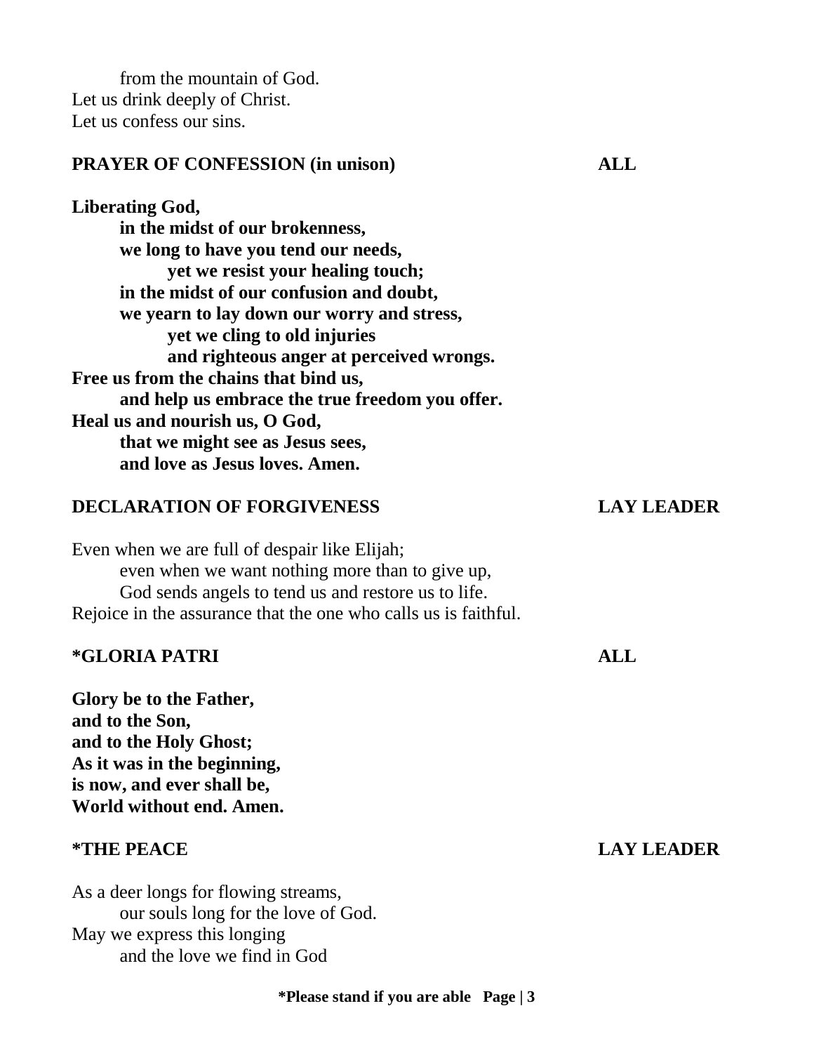from the mountain of God.
Let us drink deeply of Christ.
Let us confess our sins.

**PRAYER OF CONFESSION (in unison) ALL**

**Liberating God,**
**in the midst of our brokenness,**
**we long to have you tend our needs,**
**yet we resist your healing touch;**
**in the midst of our confusion and doubt,**
**we yearn to lay down our worry and stress,**
**yet we cling to old injuries**
**and righteous anger at perceived wrongs.**
**Free us from the chains that bind us,**
**and help us embrace the true freedom you offer.**
**Heal us and nourish us, O God,**
**that we might see as Jesus sees,**
**and love as Jesus loves. Amen.**

**DECLARATION OF FORGIVENESS LAY LEADER**

Even when we are full of despair like Elijah;
even when we want nothing more than to give up,
God sends angels to tend us and restore us to life.
Rejoice in the assurance that the one who calls us is faithful.

**\*GLORIA PATRI ALL**

**Glory be to the Father,**
**and to the Son,**
**and to the Holy Ghost;**
**As it was in the beginning,**
**is now, and ever shall be,**
**World without end. Amen.**

**\*THE PEACE LAY LEADER**

As a deer longs for flowing streams,
our souls long for the love of God.
May we express this longing
and the love we find in God

**\*Please stand if you are able**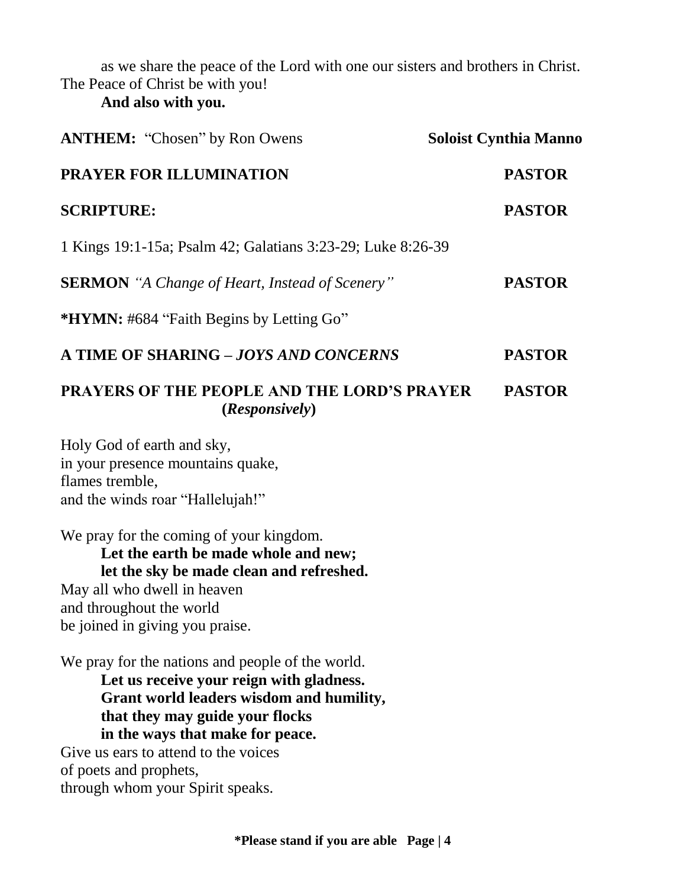as we share the peace of the Lord with one our sisters and brothers in Christ.
The Peace of Christ be with you!
**And also with you.**

**ANTHEM:** "Chosen" by Ron Owens **Soloist Cynthia Manno**

**PRAYER FOR ILLUMINATION** **PASTOR**

**SCRIPTURE:** **PASTOR**

1 Kings 19:1-15a; Psalm 42; Galatians 3:23-29; Luke 8:26-39

**SERMON** *"A Change of Heart, Instead of Scenery"* **PASTOR**

***HYMN:** #684 "Faith Begins by Letting Go"

**A TIME OF SHARING – *JOYS AND CONCERNS*** **PASTOR**

**PRAYERS OF THE PEOPLE AND THE LORD'S PRAYER** **PASTOR**
**(*Responsively*)**

Holy God of earth and sky,
in your presence mountains quake,
flames tremble,
and the winds roar "Hallelujah!"

We pray for the coming of your kingdom.
**Let the earth be made whole and new;**
**let the sky be made clean and refreshed.**
May all who dwell in heaven
and throughout the world
be joined in giving you praise.

We pray for the nations and people of the world.
**Let us receive your reign with gladness.**
**Grant world leaders wisdom and humility,**
**that they may guide your flocks**
**in the ways that make for peace.**
Give us ears to attend to the voices
of poets and prophets,
through whom your Spirit speaks.

***Please stand if you are able**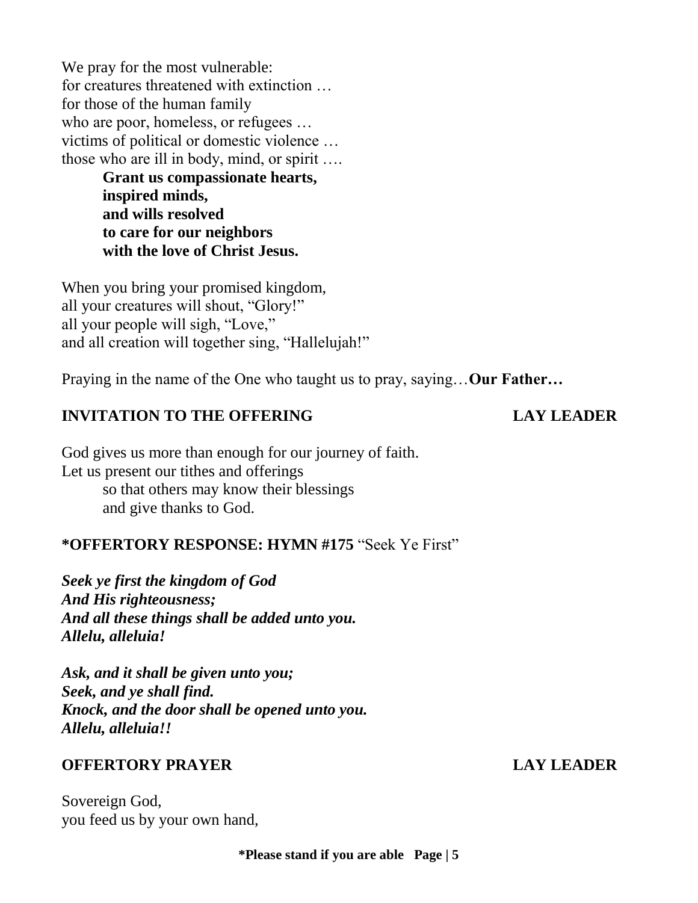We pray for the most vulnerable:
for creatures threatened with extinction …
for those of the human family
who are poor, homeless, or refugees …
victims of political or domestic violence …
those who are ill in body, mind, or spirit ….

> **Grant us compassionate hearts,**
> **inspired minds,**
> **and wills resolved**
> **to care for our neighbors**
> **with the love of Christ Jesus.**

When you bring your promised kingdom,
all your creatures will shout, "Glory!"
all your people will sigh, "Love,"
and all creation will together sing, "Hallelujah!"

Praying in the name of the One who taught us to pray, saying…**Our Father…**

**INVITATION TO THE OFFERING** **LAY LEADER**

God gives us more than enough for our journey of faith.
Let us present our tithes and offerings
so that others may know their blessings
and give thanks to God.

**\*OFFERTORY RESPONSE: HYMN #175** "Seek Ye First"

***Seek ye first the kingdom of God***
***And His righteousness;***
***And all these things shall be added unto you.***
***Allelu, alleluia!***

***Ask, and it shall be given unto you;***
***Seek, and ye shall find.***
***Knock, and the door shall be opened unto you.***
***Allelu, alleluia!!***

**OFFERTORY PRAYER** **LAY LEADER**

Sovereign God,
you feed us by your own hand,

**\*Please stand if you are able**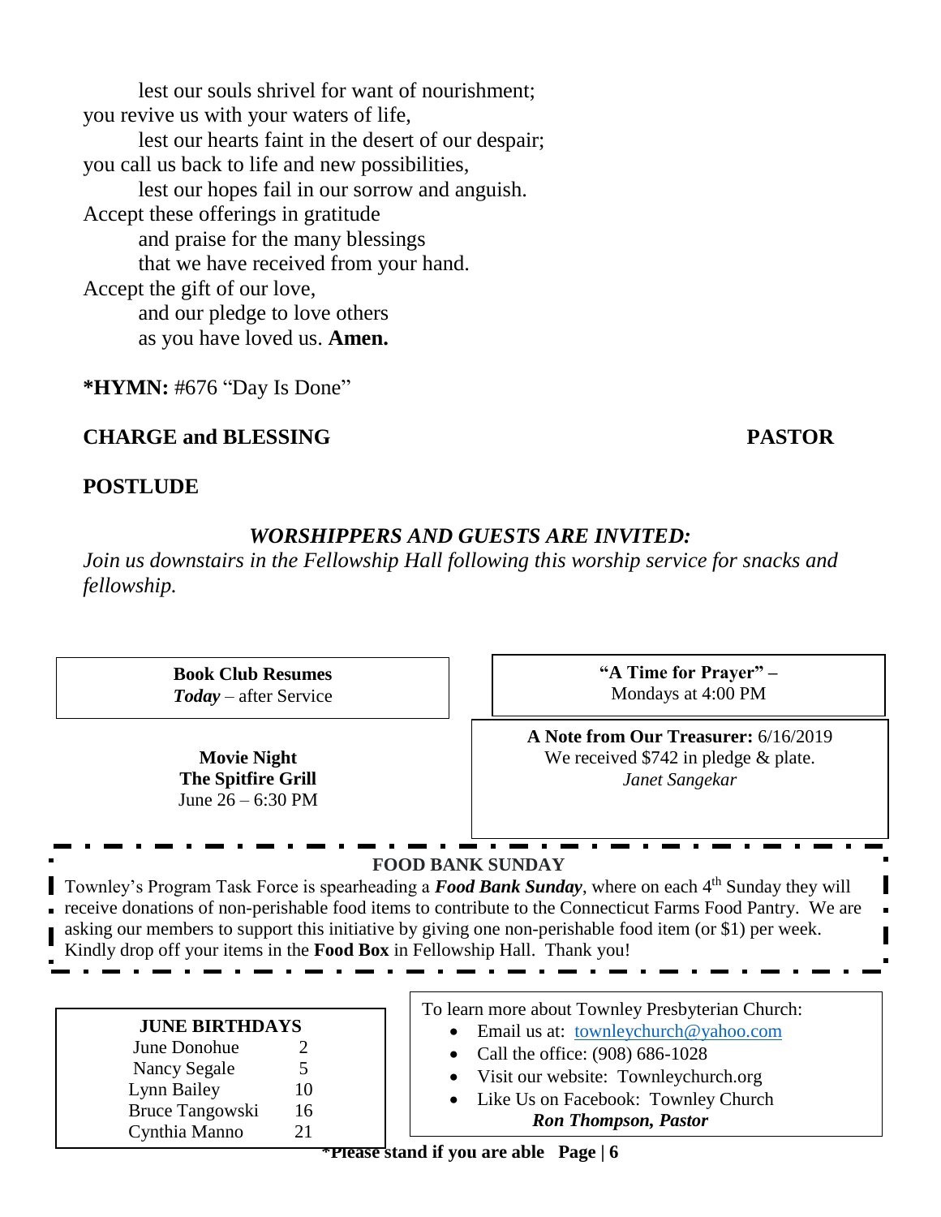lest our souls shrivel for want of nourishment;
you revive us with your waters of life,
lest our hearts faint in the desert of our despair;
you call us back to life and new possibilities,
lest our hopes fail in our sorrow and anguish.
Accept these offerings in gratitude
and praise for the many blessings
that we have received from your hand.
Accept the gift of our love,
and our pledge to love others
as you have loved us. **Amen.**

***HYMN:** #676 "Day Is Done"

**CHARGE and BLESSING** **PASTOR**

**POSTLUDE**

***WORSHIPPERS AND GUESTS ARE INVITED:***

*Join us downstairs in the Fellowship Hall following this worship service for snacks and fellowship.*

**Book Club Resumes**
***Today*** – after Service

**"A Time for Prayer" –**
Mondays at 4:00 PM

**Movie Night**
**The Spitfire Grill**
June 26 – 6:30 PM

**A Note from Our Treasurer:** 6/16/2019
We received $742 in pledge & plate.
*Janet Sangekar*

**FOOD BANK SUNDAY**

Townley's Program Task Force is spearheading a ***Food Bank Sunday***, where on each 4th Sunday they will receive donations of non-perishable food items to contribute to the Connecticut Farms Food Pantry. We are asking our members to support this initiative by giving one non-perishable food item (or $1) per week. Kindly drop off your items in the **Food Box** in Fellowship Hall. Thank you!

**JUNE BIRTHDAYS**

| | |
|---|---|
| June Donohue | 2 |
| Nancy Segale | 5 |
| Lynn Bailey | 10 |
| Bruce Tangowski | 16 |
| Cynthia Manno | 21 |

To learn more about Townley Presbyterian Church:

- Email us at: townleychurch@yahoo.com
- Call the office: (908) 686-1028
- Visit our website: Townleychurch.org
- Like Us on Facebook: Townley Church

***Ron Thompson, Pastor***

***Please stand if you are able**